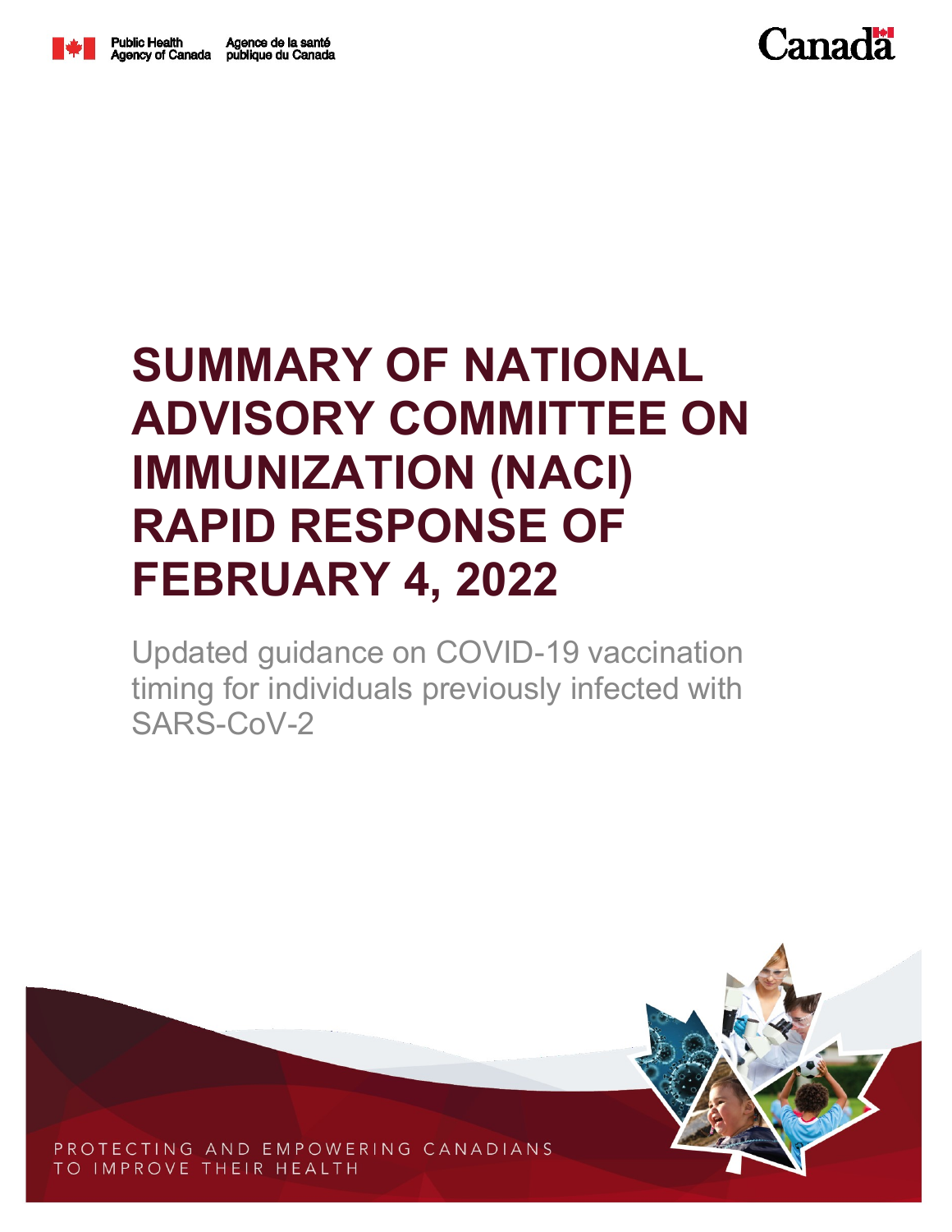Public Health Agency of Canada | Agence de la santé publique du Canada

Canada

# SUMMARY OF NATIONAL ADVISORY COMMITTEE ON IMMUNIZATION (NACI) RAPID RESPONSE OF FEBRUARY 4, 2022

Updated guidance on COVID-19 vaccination timing for individuals previously infected with SARS-CoV-2

PROTECTING AND EMPOWERING CANADIANS TO IMPROVE THEIR HEALTH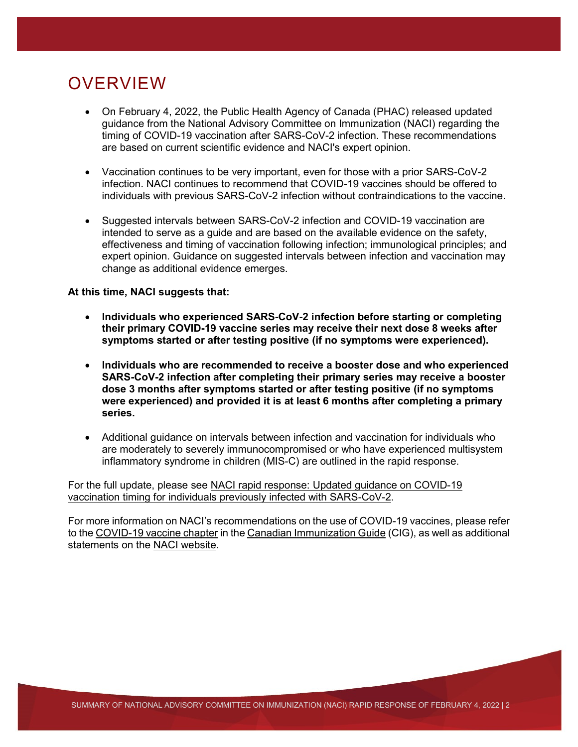# OVERVIEW

- On February 4, 2022, the Public Health Agency of Canada (PHAC) released updated guidance from the National Advisory Committee on Immunization (NACI) regarding the timing of COVID-19 vaccination after SARS-CoV-2 infection. These recommendations are based on current scientific evidence and NACI's expert opinion.

- Vaccination continues to be very important, even for those with a prior SARS-CoV-2 infection. NACI continues to recommend that COVID-19 vaccines should be offered to individuals with previous SARS-CoV-2 infection without contraindications to the vaccine.

- Suggested intervals between SARS-CoV-2 infection and COVID-19 vaccination are intended to serve as a guide and are based on the available evidence on the safety, effectiveness and timing of vaccination following infection; immunological principles; and expert opinion. Guidance on suggested intervals between infection and vaccination may change as additional evidence emerges.

**At this time, NACI suggests that:**

- **Individuals who experienced SARS-CoV-2 infection before starting or completing their primary COVID-19 vaccine series may receive their next dose 8 weeks after symptoms started or after testing positive (if no symptoms were experienced).**

- **Individuals who are recommended to receive a booster dose and who experienced SARS-CoV-2 infection after completing their primary series may receive a booster dose 3 months after symptoms started or after testing positive (if no symptoms were experienced) and provided it is at least 6 months after completing a primary series.**

- Additional guidance on intervals between infection and vaccination for individuals who are moderately to severely immunocompromised or who have experienced multisystem inflammatory syndrome in children (MIS-C) are outlined in the rapid response.

For the full update, please see NACI rapid response: Updated guidance on COVID-19 vaccination timing for individuals previously infected with SARS-CoV-2.

For more information on NACI's recommendations on the use of COVID-19 vaccines, please refer to the COVID-19 vaccine chapter in the Canadian Immunization Guide (CIG), as well as additional statements on the NACI website.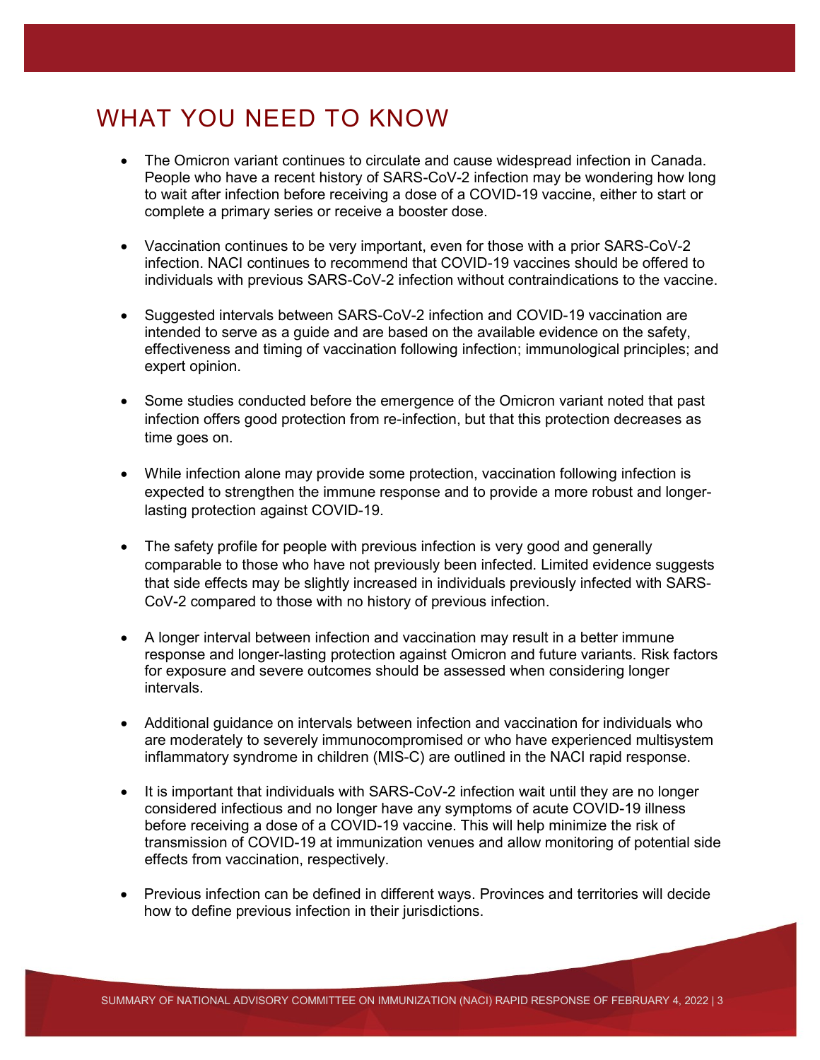# WHAT YOU NEED TO KNOW

- The Omicron variant continues to circulate and cause widespread infection in Canada. People who have a recent history of SARS-CoV-2 infection may be wondering how long to wait after infection before receiving a dose of a COVID-19 vaccine, either to start or complete a primary series or receive a booster dose.

- Vaccination continues to be very important, even for those with a prior SARS-CoV-2 infection. NACI continues to recommend that COVID-19 vaccines should be offered to individuals with previous SARS-CoV-2 infection without contraindications to the vaccine.

- Suggested intervals between SARS-CoV-2 infection and COVID-19 vaccination are intended to serve as a guide and are based on the available evidence on the safety, effectiveness and timing of vaccination following infection; immunological principles; and expert opinion.

- Some studies conducted before the emergence of the Omicron variant noted that past infection offers good protection from re-infection, but that this protection decreases as time goes on.

- While infection alone may provide some protection, vaccination following infection is expected to strengthen the immune response and to provide a more robust and longer-lasting protection against COVID-19.

- The safety profile for people with previous infection is very good and generally comparable to those who have not previously been infected. Limited evidence suggests that side effects may be slightly increased in individuals previously infected with SARS-CoV-2 compared to those with no history of previous infection.

- A longer interval between infection and vaccination may result in a better immune response and longer-lasting protection against Omicron and future variants. Risk factors for exposure and severe outcomes should be assessed when considering longer intervals.

- Additional guidance on intervals between infection and vaccination for individuals who are moderately to severely immunocompromised or who have experienced multisystem inflammatory syndrome in children (MIS-C) are outlined in the NACI rapid response.

- It is important that individuals with SARS-CoV-2 infection wait until they are no longer considered infectious and no longer have any symptoms of acute COVID-19 illness before receiving a dose of a COVID-19 vaccine. This will help minimize the risk of transmission of COVID-19 at immunization venues and allow monitoring of potential side effects from vaccination, respectively.

- Previous infection can be defined in different ways. Provinces and territories will decide how to define previous infection in their jurisdictions.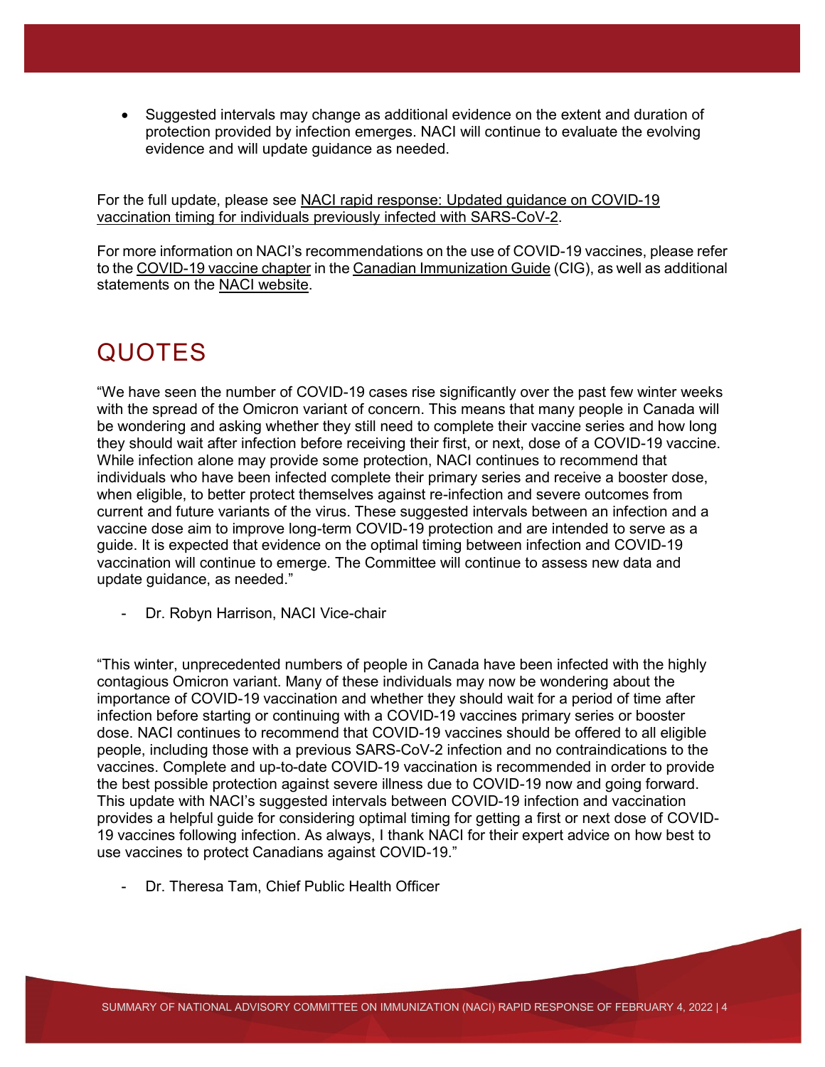- Suggested intervals may change as additional evidence on the extent and duration of protection provided by infection emerges. NACI will continue to evaluate the evolving evidence and will update guidance as needed.

For the full update, please see NACI rapid response: Updated guidance on COVID-19 vaccination timing for individuals previously infected with SARS-CoV-2.

For more information on NACI's recommendations on the use of COVID-19 vaccines, please refer to the COVID-19 vaccine chapter in the Canadian Immunization Guide (CIG), as well as additional statements on the NACI website.

# QUOTES

"We have seen the number of COVID-19 cases rise significantly over the past few winter weeks with the spread of the Omicron variant of concern. This means that many people in Canada will be wondering and asking whether they still need to complete their vaccine series and how long they should wait after infection before receiving their first, or next, dose of a COVID-19 vaccine. While infection alone may provide some protection, NACI continues to recommend that individuals who have been infected complete their primary series and receive a booster dose, when eligible, to better protect themselves against re-infection and severe outcomes from current and future variants of the virus. These suggested intervals between an infection and a vaccine dose aim to improve long-term COVID-19 protection and are intended to serve as a guide. It is expected that evidence on the optimal timing between infection and COVID-19 vaccination will continue to emerge. The Committee will continue to assess new data and update guidance, as needed."

- Dr. Robyn Harrison, NACI Vice-chair

"This winter, unprecedented numbers of people in Canada have been infected with the highly contagious Omicron variant. Many of these individuals may now be wondering about the importance of COVID-19 vaccination and whether they should wait for a period of time after infection before starting or continuing with a COVID-19 vaccines primary series or booster dose. NACI continues to recommend that COVID-19 vaccines should be offered to all eligible people, including those with a previous SARS-CoV-2 infection and no contraindications to the vaccines. Complete and up-to-date COVID-19 vaccination is recommended in order to provide the best possible protection against severe illness due to COVID-19 now and going forward. This update with NACI's suggested intervals between COVID-19 infection and vaccination provides a helpful guide for considering optimal timing for getting a first or next dose of COVID-19 vaccines following infection. As always, I thank NACI for their expert advice on how best to use vaccines to protect Canadians against COVID-19."

- Dr. Theresa Tam, Chief Public Health Officer